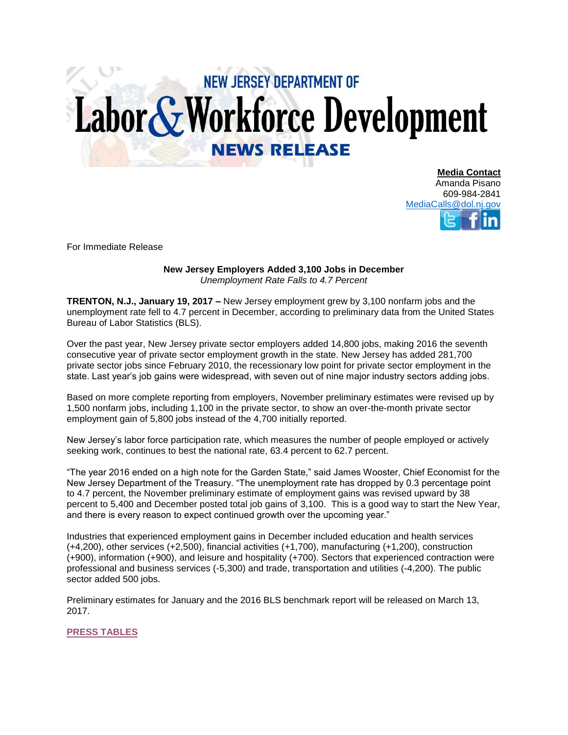# NEW JERSEY DEPARTMENT OF Labor & Workforce Development

## NEWS RELEASE

**Media Contact**
Amanda Pisano
609-984-2841
MediaCalls@dol.nj.gov

For Immediate Release

**New Jersey Employers Added 3,100 Jobs in December**
*Unemployment Rate Falls to 4.7 Percent*

**TRENTON, N.J., January 19, 2017 –** New Jersey employment grew by 3,100 nonfarm jobs and the unemployment rate fell to 4.7 percent in December, according to preliminary data from the United States Bureau of Labor Statistics (BLS).

Over the past year, New Jersey private sector employers added 14,800 jobs, making 2016 the seventh consecutive year of private sector employment growth in the state. New Jersey has added 281,700 private sector jobs since February 2010, the recessionary low point for private sector employment in the state. Last year's job gains were widespread, with seven out of nine major industry sectors adding jobs.

Based on more complete reporting from employers, November preliminary estimates were revised up by 1,500 nonfarm jobs, including 1,100 in the private sector, to show an over-the-month private sector employment gain of 5,800 jobs instead of the 4,700 initially reported.

New Jersey's labor force participation rate, which measures the number of people employed or actively seeking work, continues to best the national rate, 63.4 percent to 62.7 percent.

"The year 2016 ended on a high note for the Garden State," said James Wooster, Chief Economist for the New Jersey Department of the Treasury. "The unemployment rate has dropped by 0.3 percentage point to 4.7 percent, the November preliminary estimate of employment gains was revised upward by 38 percent to 5,400 and December posted total job gains of 3,100. This is a good way to start the New Year, and there is every reason to expect continued growth over the upcoming year."

Industries that experienced employment gains in December included education and health services (+4,200), other services (+2,500), financial activities (+1,700), manufacturing (+1,200), construction (+900), information (+900), and leisure and hospitality (+700). Sectors that experienced contraction were professional and business services (-5,300) and trade, transportation and utilities (-4,200). The public sector added 500 jobs.

Preliminary estimates for January and the 2016 BLS benchmark report will be released on March 13, 2017.

**PRESS TABLES**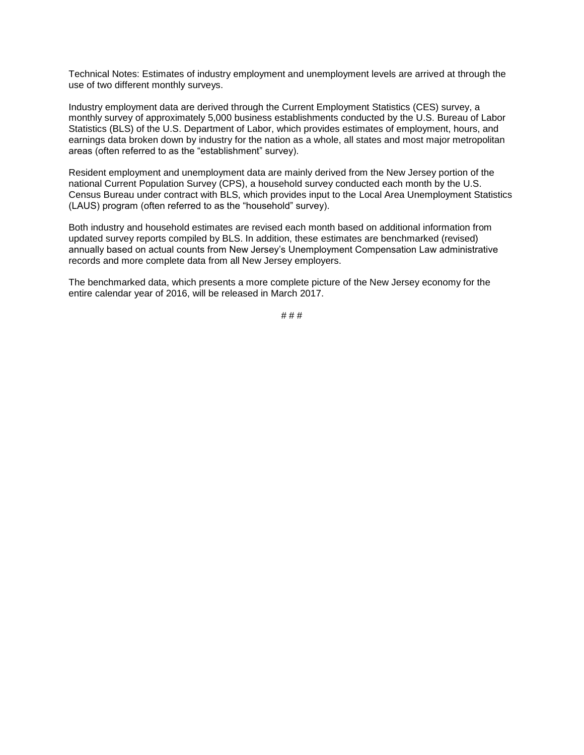Technical Notes: Estimates of industry employment and unemployment levels are arrived at through the use of two different monthly surveys.

Industry employment data are derived through the Current Employment Statistics (CES) survey, a monthly survey of approximately 5,000 business establishments conducted by the U.S. Bureau of Labor Statistics (BLS) of the U.S. Department of Labor, which provides estimates of employment, hours, and earnings data broken down by industry for the nation as a whole, all states and most major metropolitan areas (often referred to as the "establishment" survey).

Resident employment and unemployment data are mainly derived from the New Jersey portion of the national Current Population Survey (CPS), a household survey conducted each month by the U.S. Census Bureau under contract with BLS, which provides input to the Local Area Unemployment Statistics (LAUS) program (often referred to as the "household" survey).

Both industry and household estimates are revised each month based on additional information from updated survey reports compiled by BLS. In addition, these estimates are benchmarked (revised) annually based on actual counts from New Jersey's Unemployment Compensation Law administrative records and more complete data from all New Jersey employers.

The benchmarked data, which presents a more complete picture of the New Jersey economy for the entire calendar year of 2016, will be released in March 2017.

# # #